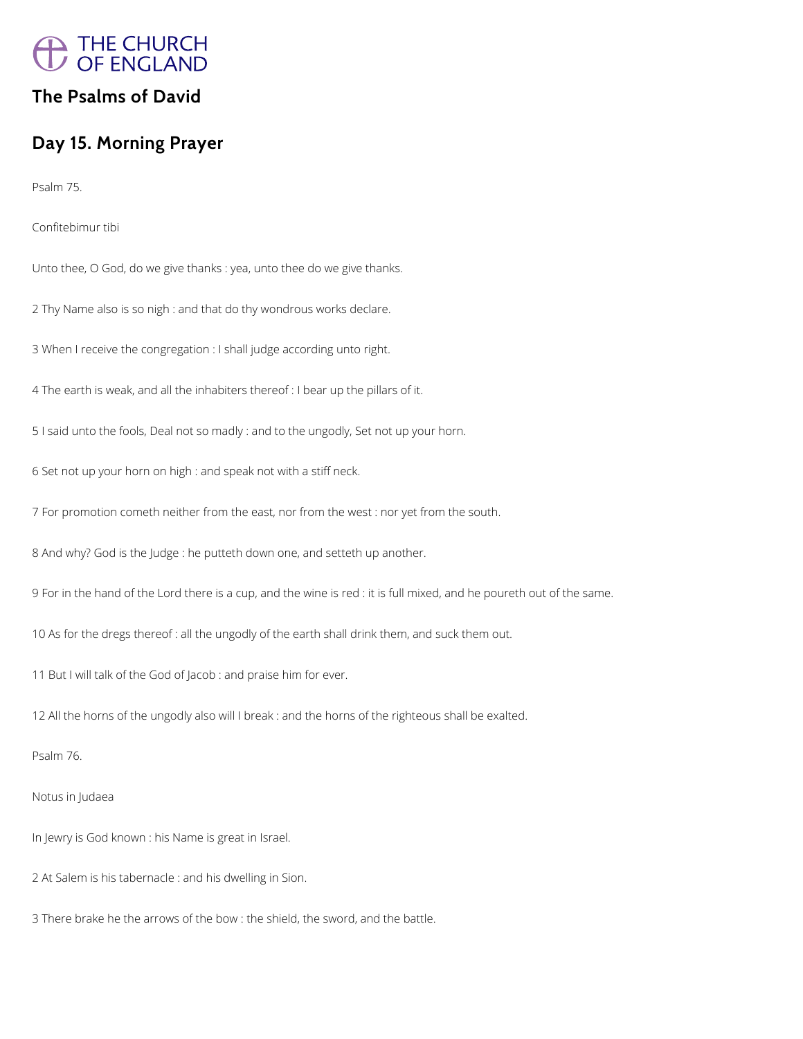THE CHURCH OF ENGLAND

# The Psalms of David

## Day 15. Morning Prayer

Psalm 75.

Confitebimur tibi

Unto thee, O God, do we give thanks : yea, unto thee do we give thanks.

2 Thy Name also is so nigh : and that do thy wondrous works declare.

3 When I receive the congregation : I shall judge according unto right.

4 The earth is weak, and all the inhabiters thereof : I bear up the pillars of it.

5 I said unto the fools, Deal not so madly : and to the ungodly, Set not up your horn.

6 Set not up your horn on high : and speak not with a stiff neck.

7 For promotion cometh neither from the east, nor from the west : nor yet from the south.

8 And why? God is the Judge : he putteth down one, and setteth up another.

9 For in the hand of the Lord there is a cup, and the wine is red : it is full mixed, and he poureth out of the same.

10 As for the dregs thereof : all the ungodly of the earth shall drink them, and suck them out.

11 But I will talk of the God of Jacob : and praise him for ever.

12 All the horns of the ungodly also will I break : and the horns of the righteous shall be exalted.

Psalm 76.

Notus in Judaea

In Jewry is God known : his Name is great in Israel.

2 At Salem is his tabernacle : and his dwelling in Sion.

3 There brake he the arrows of the bow : the shield, the sword, and the battle.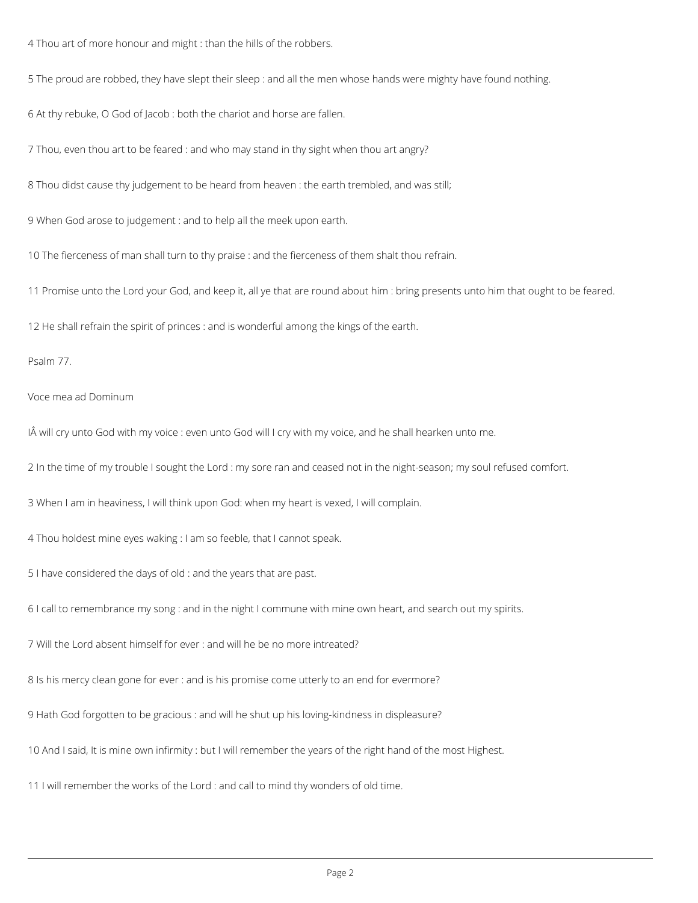4 Thou art of more honour and might : than the hills of the robbers.

5 The proud are robbed, they have slept their sleep : and all the men whose hands were mighty have found nothing.

6 At thy rebuke, O God of Jacob : both the chariot and horse are fallen.

7 Thou, even thou art to be feared : and who may stand in thy sight when thou art angry?

8 Thou didst cause thy judgement to be heard from heaven : the earth trembled, and was still;

9 When God arose to judgement : and to help all the meek upon earth.

10 The fierceness of man shall turn to thy praise : and the fierceness of them shalt thou refrain.

11 Promise unto the Lord your God, and keep it, all ye that are round about him : bring presents unto him that ought to be feared.

12 He shall refrain the spirit of princes : and is wonderful among the kings of the earth.

Psalm 77.

Voce mea ad Dominum

IÂ will cry unto God with my voice : even unto God will I cry with my voice, and he shall hearken unto me.

2 In the time of my trouble I sought the Lord : my sore ran and ceased not in the night-season; my soul refused comfort.

3 When I am in heaviness, I will think upon God: when my heart is vexed, I will complain.

4 Thou holdest mine eyes waking : I am so feeble, that I cannot speak.

5 I have considered the days of old : and the years that are past.

6 I call to remembrance my song : and in the night I commune with mine own heart, and search out my spirits.

7 Will the Lord absent himself for ever : and will he be no more intreated?

8 Is his mercy clean gone for ever : and is his promise come utterly to an end for evermore?

9 Hath God forgotten to be gracious : and will he shut up his loving-kindness in displeasure?

10 And I said, It is mine own infirmity : but I will remember the years of the right hand of the most Highest.

11 I will remember the works of the Lord : and call to mind thy wonders of old time.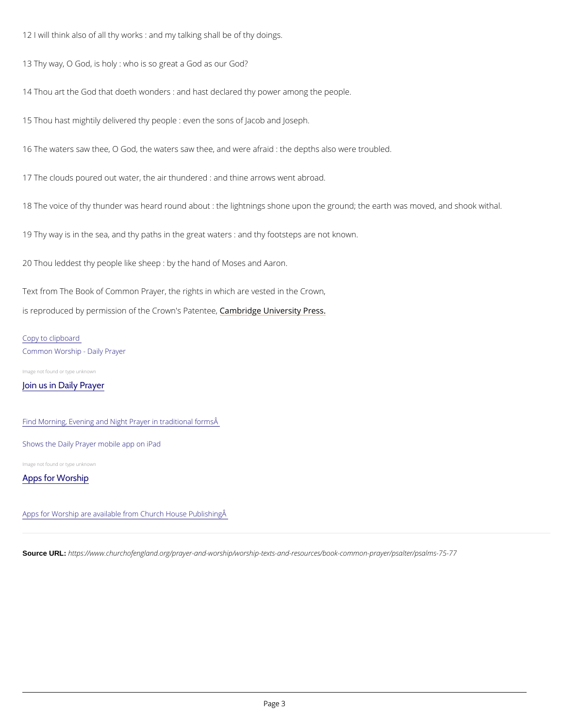12 I will think also of all thy works : and my talking shall be of thy doings.

13 Thy way, O God, is holy : who is so great a God as our God?

14 Thou art the God that doeth wonders : and hast declared thy power among the people.

15 Thou hast mightily delivered thy people : even the sons of Jacob and Joseph.

16 The waters saw thee, O God, the waters saw thee, and were afraid : the depths also were troubled.

17 The clouds poured out water, the air thundered : and thine arrows went abroad.

18 The voice of thy thunder was heard round about : the lightnings shone upon the ground; the earth was moved, and shook withal.

19 Thy way is in the sea, and thy paths in the great waters : and thy footsteps are not known.

20 Thou leddest thy people like sheep : by the hand of Moses and Aaron.

Text from The Book of Common Prayer, the rights in which are vested in the Crown,

is reproduced by permission of the Crown's Patentee, Cambridge University Press.

Copy to clipboard

Common Worship - Daily Prayer

Image not found or type unknown

Join us in Daily Prayer

Find Morning, Evening and Night Prayer in traditional formsÂ

Shows the Daily Prayer mobile app on iPad

Image not found or type unknown

Apps for Worship

Apps for Worship are available from Church House PublishingÂ

---

**Source URL:** https://www.churchofengland.org/prayer-and-worship/worship-texts-and-resources/book-common-prayer/psalter/psalms-75-77